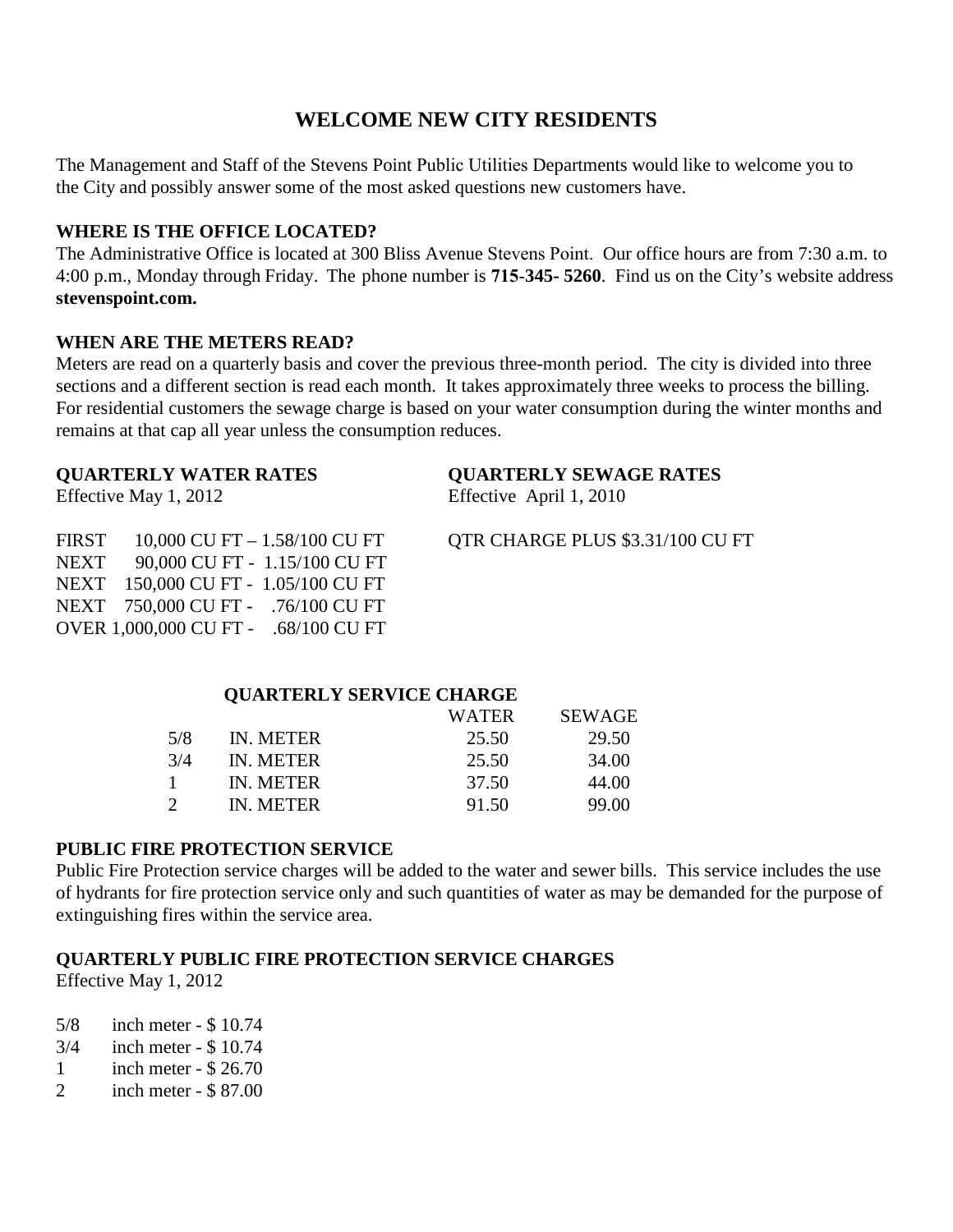# WELCOME NEW CITY RESIDENTS

The Management and Staff of the Stevens Point Public Utilities Departments would like to welcome you to the City and possibly answer some of the most asked questions new customers have.

**WHERE IS THE OFFICE LOCATED?**

The Administrative Office is located at 300 Bliss Avenue Stevens Point. Our office hours are from 7:30 a.m. to 4:00 p.m., Monday through Friday. The phone number is **715-345- 5260**. Find us on the City's website address **stevenspoint.com.**

**WHEN ARE THE METERS READ?**

Meters are read on a quarterly basis and cover the previous three-month period. The city is divided into three sections and a different section is read each month. It takes approximately three weeks to process the billing. For residential customers the sewage charge is based on your water consumption during the winter months and remains at that cap all year unless the consumption reduces.

**QUARTERLY WATER RATES**

Effective May 1, 2012

FIRST 10,000 CU FT – 1.58/100 CU FT
NEXT 90,000 CU FT - 1.15/100 CU FT
NEXT 150,000 CU FT - 1.05/100 CU FT
NEXT 750,000 CU FT - .76/100 CU FT
OVER 1,000,000 CU FT - .68/100 CU FT

**QUARTERLY SEWAGE RATES**

Effective April 1, 2010

QTR CHARGE PLUS $3.31/100 CU FT

**QUARTERLY SERVICE CHARGE**

| | | WATER | SEWAGE |
|---|---|---|---|
| 5/8 | IN. METER | 25.50 | 29.50 |
| 3/4 | IN. METER | 25.50 | 34.00 |
| 1 | IN. METER | 37.50 | 44.00 |
| 2 | IN. METER | 91.50 | 99.00 |

**PUBLIC FIRE PROTECTION SERVICE**

Public Fire Protection service charges will be added to the water and sewer bills. This service includes the use of hydrants for fire protection service only and such quantities of water as may be demanded for the purpose of extinguishing fires within the service area.

**QUARTERLY PUBLIC FIRE PROTECTION SERVICE CHARGES**

Effective May 1, 2012

5/8 inch meter - $ 10.74
3/4 inch meter - $ 10.74
1 inch meter - $ 26.70
2 inch meter - $ 87.00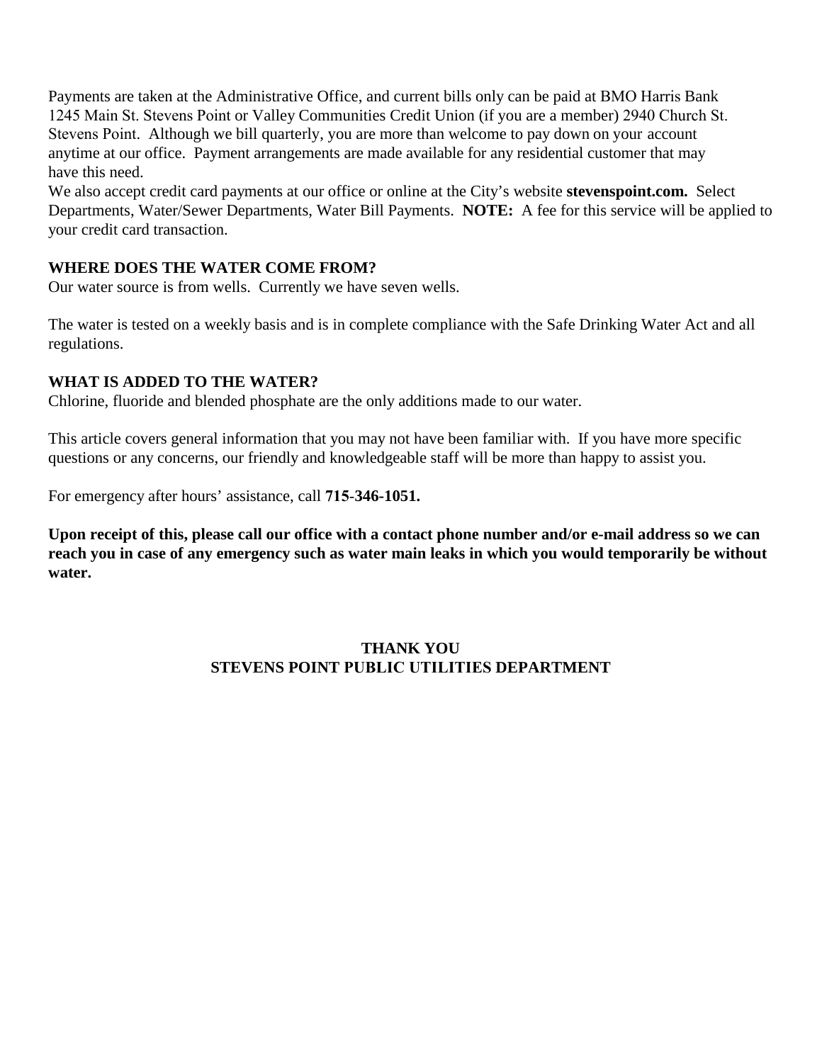Payments are taken at the Administrative Office, and current bills only can be paid at BMO Harris Bank 1245 Main St. Stevens Point or Valley Communities Credit Union (if you are a member) 2940 Church St. Stevens Point. Although we bill quarterly, you are more than welcome to pay down on your account anytime at our office. Payment arrangements are made available for any residential customer that may have this need.

We also accept credit card payments at our office or online at the City's website **stevenspoint.com.** Select Departments, Water/Sewer Departments, Water Bill Payments. **NOTE:** A fee for this service will be applied to your credit card transaction.

**WHERE DOES THE WATER COME FROM?**

Our water source is from wells. Currently we have seven wells.

The water is tested on a weekly basis and is in complete compliance with the Safe Drinking Water Act and all regulations.

**WHAT IS ADDED TO THE WATER?**

Chlorine, fluoride and blended phosphate are the only additions made to our water.

This article covers general information that you may not have been familiar with. If you have more specific questions or any concerns, our friendly and knowledgeable staff will be more than happy to assist you.

For emergency after hours' assistance, call **715-346-1051.**

**Upon receipt of this, please call our office with a contact phone number and/or e-mail address so we can reach you in case of any emergency such as water main leaks in which you would temporarily be without water.**

**THANK YOU**
**STEVENS POINT PUBLIC UTILITIES DEPARTMENT**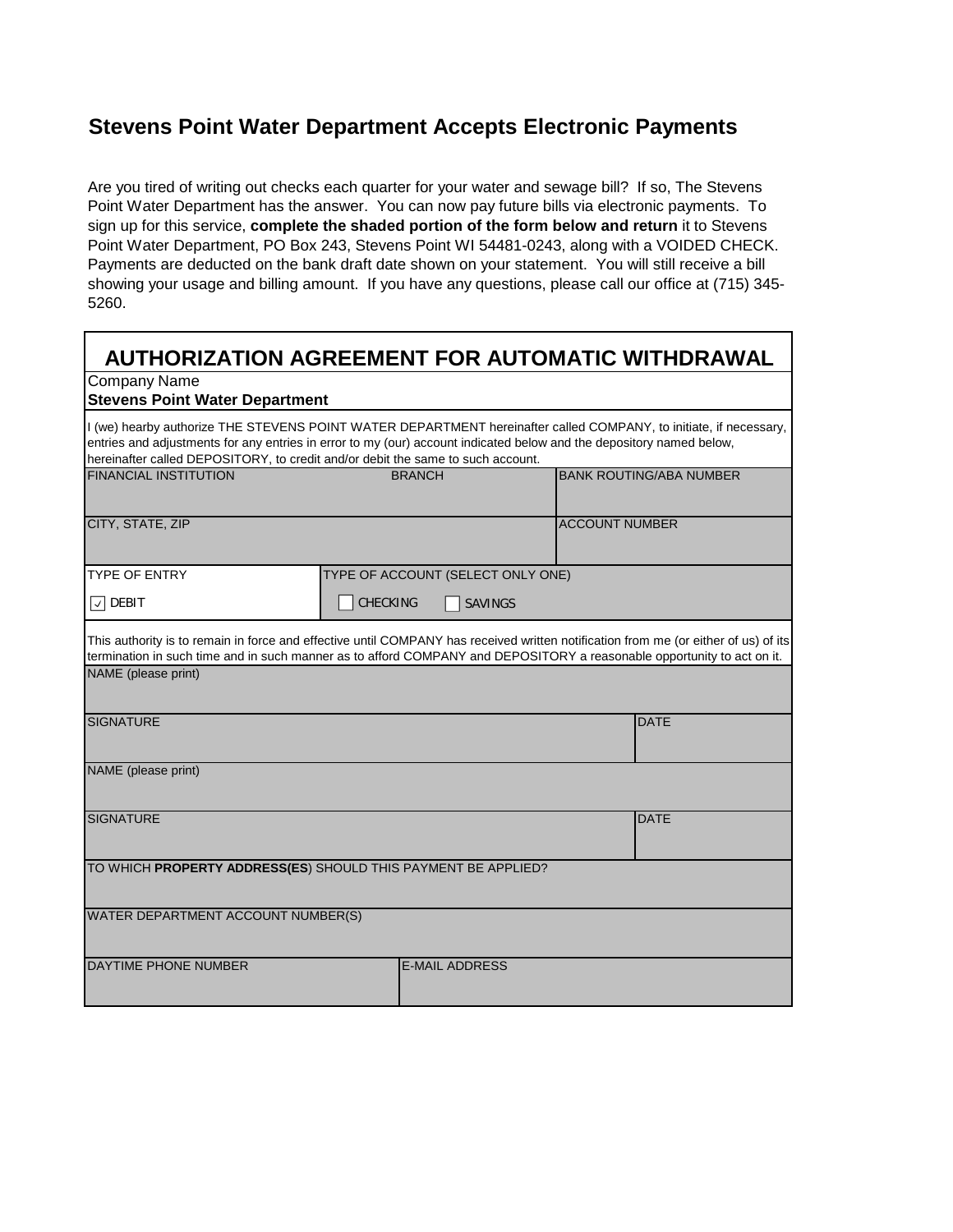# Stevens Point Water Department Accepts Electronic Payments

Are you tired of writing out checks each quarter for your water and sewage bill? If so, The Stevens Point Water Department has the answer. You can now pay future bills via electronic payments. To sign up for this service, **complete the shaded portion of the form below and return** it to Stevens Point Water Department, PO Box 243, Stevens Point WI 54481-0243, along with a VOIDED CHECK. Payments are deducted on the bank draft date shown on your statement. You will still receive a bill showing your usage and billing amount. If you have any questions, please call our office at (715) 345-5260.

## AUTHORIZATION AGREEMENT FOR AUTOMATIC WITHDRAWAL

Company Name
**Stevens Point Water Department**

I (we) hearby authorize THE STEVENS POINT WATER DEPARTMENT hereinafter called COMPANY, to initiate, if necessary, entries and adjustments for any entries in error to my (our) account indicated below and the depository named below, hereinafter called DEPOSITORY, to credit and/or debit the same to such account.

| FINANCIAL INSTITUTION | BRANCH | BANK ROUTING/ABA NUMBER |
|---|---|---|
| | | |
| CITY, STATE, ZIP | | ACCOUNT NUMBER |
| | | |

| TYPE OF ENTRY | TYPE OF ACCOUNT (SELECT ONLY ONE) |
|---|---|
| ☑ DEBIT | ☐ CHECKING ☐ SAVINGS |

This authority is to remain in force and effective until COMPANY has received written notification from me (or either of us) of its termination in such time and in such manner as to afford COMPANY and DEPOSITORY a reasonable opportunity to act on it.

| NAME (please print) | |
|---|---|
| | |
| SIGNATURE | DATE |
| | |
| NAME (please print) | |
| | |
| SIGNATURE | DATE |
| | |

TO WHICH **PROPERTY ADDRESS(ES**) SHOULD THIS PAYMENT BE APPLIED?

WATER DEPARTMENT ACCOUNT NUMBER(S)

| DAYTIME PHONE NUMBER | E-MAIL ADDRESS |
|---|---|
| | |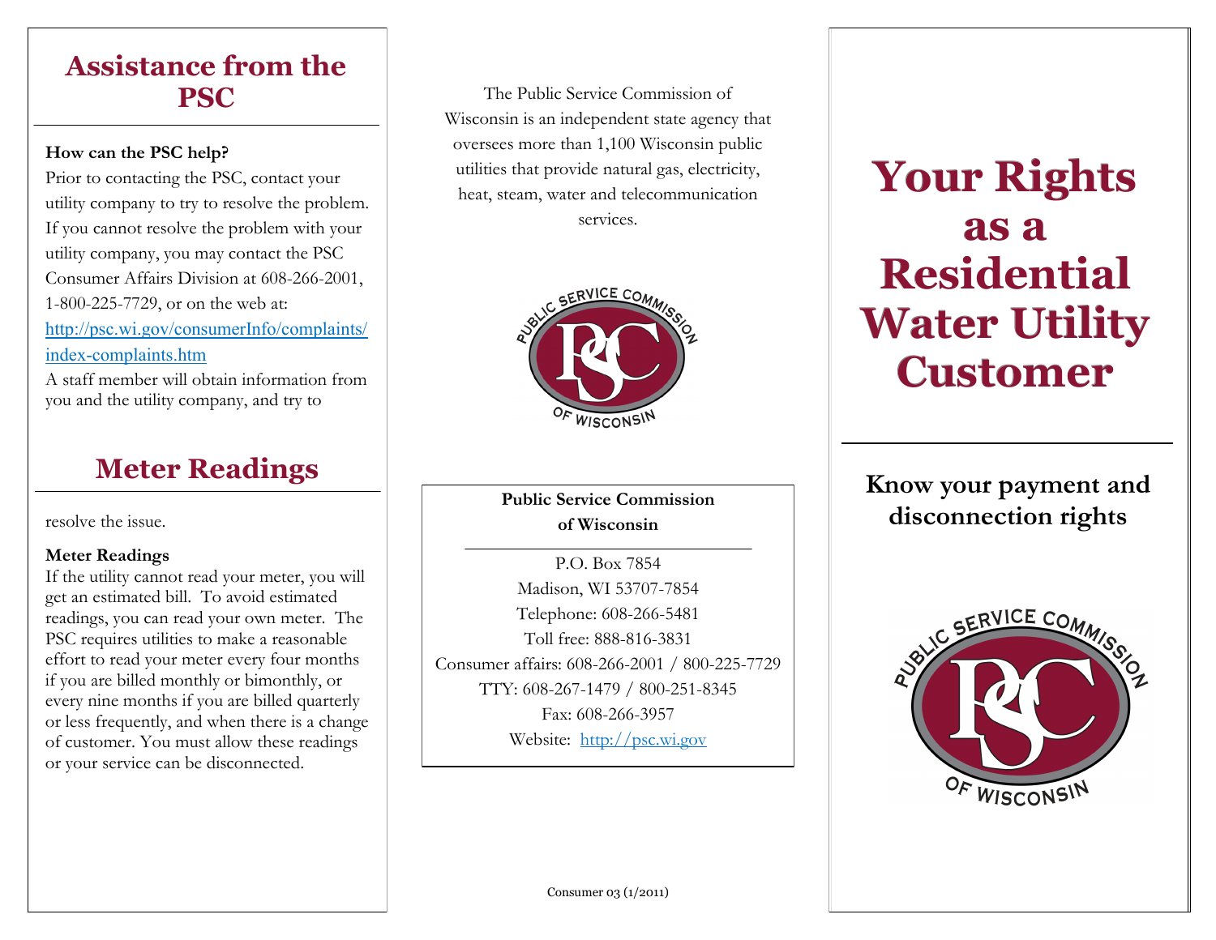# Assistance from the PSC

**How can the PSC help?**

Prior to contacting the PSC, contact your utility company to try to resolve the problem. If you cannot resolve the problem with your utility company, you may contact the PSC Consumer Affairs Division at 608-266-2001, 1-800-225-7729, or on the web at: http://psc.wi.gov/consumerInfo/complaints/index-complaints.htm

A staff member will obtain information from you and the utility company, and try to resolve the issue.

# Meter Readings

**Meter Readings**

If the utility cannot read your meter, you will get an estimated bill. To avoid estimated readings, you can read your own meter. The PSC requires utilities to make a reasonable effort to read your meter every four months if you are billed monthly or bimonthly, or every nine months if you are billed quarterly or less frequently, and when there is a change of customer. You must allow these readings or your service can be disconnected.

The Public Service Commission of Wisconsin is an independent state agency that oversees more than 1,100 Wisconsin public utilities that provide natural gas, electricity, heat, steam, water and telecommunication services.

PUBLIC SERVICE COMMISSION PSC OF WISCONSIN

**Public Service Commission of Wisconsin**

P.O. Box 7854
Madison, WI 53707-7854
Telephone: 608-266-5481
Toll free: 888-816-3831
Consumer affairs: 608-266-2001 / 800-225-7729
TTY: 608-267-1479 / 800-251-8345
Fax: 608-266-3957
Website: http://psc.wi.gov

Consumer 03 (1/2011)

# Your Rights as a Residential Water Utility Customer

## Know your payment and disconnection rights

PUBLIC SERVICE COMMISSION PSC OF WISCONSIN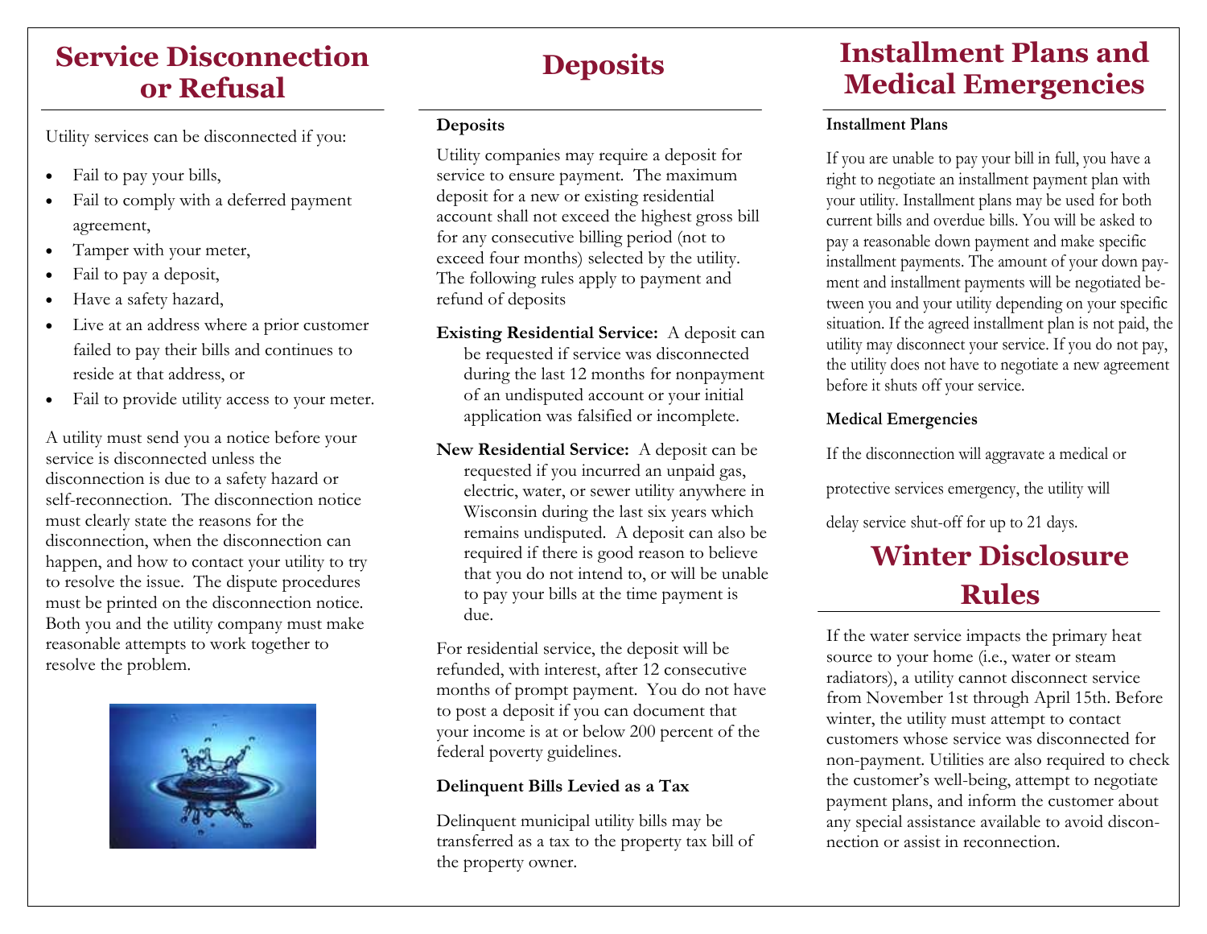# Service Disconnection or Refusal

Utility services can be disconnected if you:

- Fail to pay your bills,
- Fail to comply with a deferred payment agreement,
- Tamper with your meter,
- Fail to pay a deposit,
- Have a safety hazard,
- Live at an address where a prior customer failed to pay their bills and continues to reside at that address, or
- Fail to provide utility access to your meter.

A utility must send you a notice before your service is disconnected unless the disconnection is due to a safety hazard or self-reconnection. The disconnection notice must clearly state the reasons for the disconnection, when the disconnection can happen, and how to contact your utility to try to resolve the issue. The dispute procedures must be printed on the disconnection notice. Both you and the utility company must make reasonable attempts to work together to resolve the problem.

# Deposits

### Deposits

Utility companies may require a deposit for service to ensure payment. The maximum deposit for a new or existing residential account shall not exceed the highest gross bill for any consecutive billing period (not to exceed four months) selected by the utility. The following rules apply to payment and refund of deposits

**Existing Residential Service:** A deposit can be requested if service was disconnected during the last 12 months for nonpayment of an undisputed account or your initial application was falsified or incomplete.

**New Residential Service:** A deposit can be requested if you incurred an unpaid gas, electric, water, or sewer utility anywhere in Wisconsin during the last six years which remains undisputed. A deposit can also be required if there is good reason to believe that you do not intend to, or will be unable to pay your bills at the time payment is due.

For residential service, the deposit will be refunded, with interest, after 12 consecutive months of prompt payment. You do not have to post a deposit if you can document that your income is at or below 200 percent of the federal poverty guidelines.

### Delinquent Bills Levied as a Tax

Delinquent municipal utility bills may be transferred as a tax to the property tax bill of the property owner.

# Installment Plans and Medical Emergencies

### Installment Plans

If you are unable to pay your bill in full, you have a right to negotiate an installment payment plan with your utility. Installment plans may be used for both current bills and overdue bills. You will be asked to pay a reasonable down payment and make specific installment payments. The amount of your down payment and installment payments will be negotiated between you and your utility depending on your specific situation. If the agreed installment plan is not paid, the utility may disconnect your service. If you do not pay, the utility does not have to negotiate a new agreement before it shuts off your service.

### Medical Emergencies

If the disconnection will aggravate a medical or protective services emergency, the utility will delay service shut-off for up to 21 days.

# Winter Disclosure Rules

If the water service impacts the primary heat source to your home (i.e., water or steam radiators), a utility cannot disconnect service from November 1st through April 15th. Before winter, the utility must attempt to contact customers whose service was disconnected for non-payment. Utilities are also required to check the customer's well-being, attempt to negotiate payment plans, and inform the customer about any special assistance available to avoid disconnection or assist in reconnection.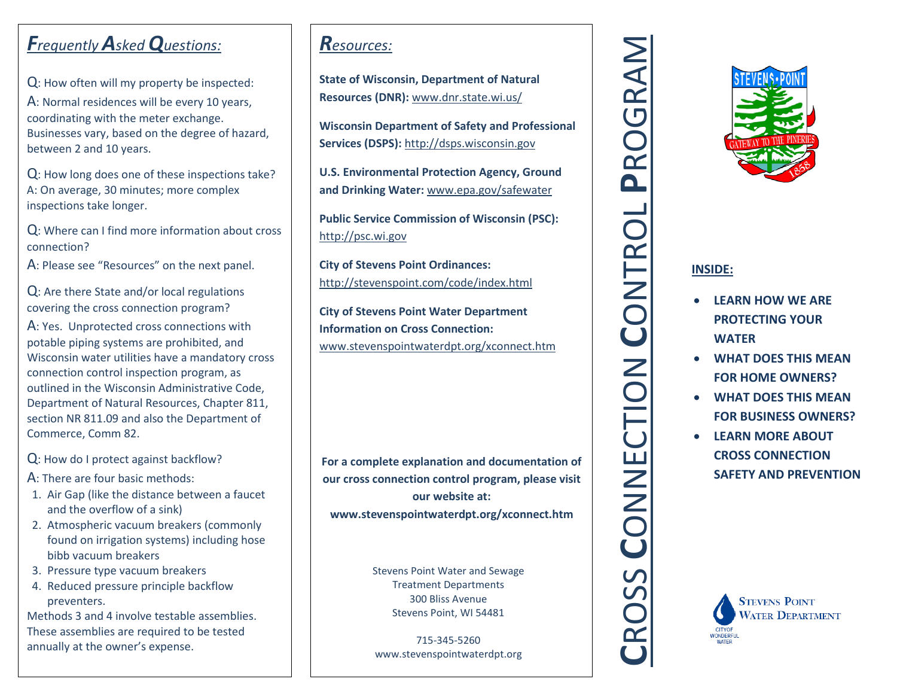## *Frequently Asked Questions:*

Q: How often will my property be inspected:

A: Normal residences will be every 10 years, coordinating with the meter exchange. Businesses vary, based on the degree of hazard, between 2 and 10 years.

Q: How long does one of these inspections take?

A: On average, 30 minutes; more complex inspections take longer.

Q: Where can I find more information about cross connection?

A: Please see "Resources" on the next panel.

Q: Are there State and/or local regulations covering the cross connection program?

A: Yes. Unprotected cross connections with potable piping systems are prohibited, and Wisconsin water utilities have a mandatory cross connection control inspection program, as outlined in the Wisconsin Administrative Code, Department of Natural Resources, Chapter 811, section NR 811.09 and also the Department of Commerce, Comm 82.

Q: How do I protect against backflow?

A: There are four basic methods:

1. Air Gap (like the distance between a faucet and the overflow of a sink)
2. Atmospheric vacuum breakers (commonly found on irrigation systems) including hose bibb vacuum breakers
3. Pressure type vacuum breakers
4. Reduced pressure principle backflow preventers.

Methods 3 and 4 involve testable assemblies. These assemblies are required to be tested annually at the owner's expense.

## *Resources:*

**State of Wisconsin, Department of Natural Resources (DNR):** www.dnr.state.wi.us/

**Wisconsin Department of Safety and Professional Services (DSPS):** http://dsps.wisconsin.gov

**U.S. Environmental Protection Agency, Ground and Drinking Water:** www.epa.gov/safewater

**Public Service Commission of Wisconsin (PSC):** http://psc.wi.gov

**City of Stevens Point Ordinances:** http://stevenspoint.com/code/index.html

**City of Stevens Point Water Department Information on Cross Connection:** www.stevenspointwaterdpt.org/xconnect.htm

**For a complete explanation and documentation of our cross connection control program, please visit our website at: www.stevenspointwaterdpt.org/xconnect.htm**

Stevens Point Water and Sewage
Treatment Departments
300 Bliss Avenue
Stevens Point, WI 54481

715-345-5260
www.stevenspointwaterdpt.org

# CROSS CONNECTION CONTROL PROGRAM

STEVENS POINT
GATEWAY TO THE PINERIES
1858

**INSIDE:**

- **LEARN HOW WE ARE PROTECTING YOUR WATER**
- **WHAT DOES THIS MEAN FOR HOME OWNERS?**
- **WHAT DOES THIS MEAN FOR BUSINESS OWNERS?**
- **LEARN MORE ABOUT CROSS CONNECTION SAFETY AND PREVENTION**

STEVENS POINT WATER DEPARTMENT
CITY OF WONDERFUL WATER